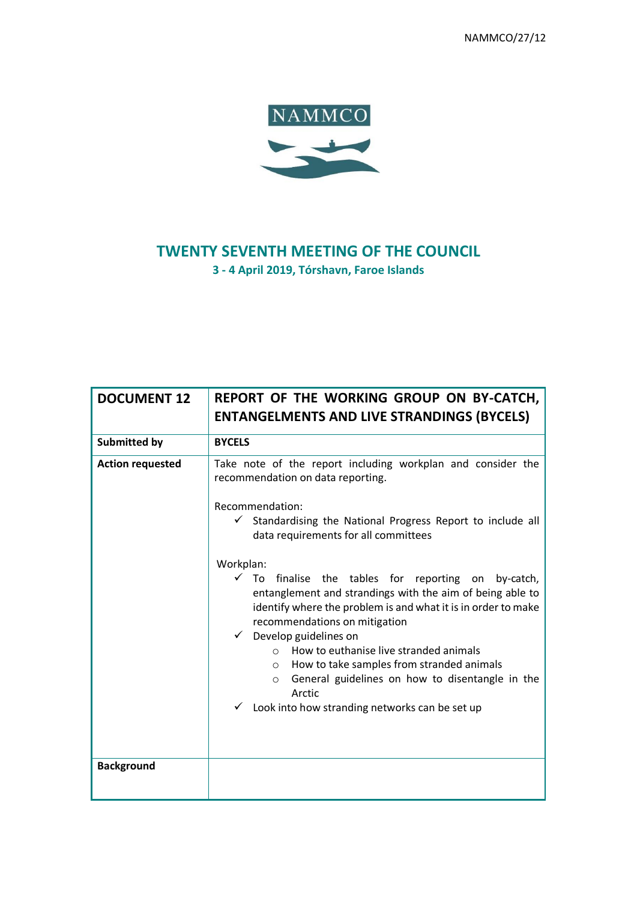NAMMCO/27/12

NAMMCO

# TWENTY SEVENTH MEETING OF THE COUNCIL

**3 - 4 April 2019, Tórshavn, Faroe Islands**

| **DOCUMENT 12** | **REPORT OF THE WORKING GROUP ON BY-CATCH, ENTANGELMENTS AND LIVE STRANDINGS (BYCELS)** |
|---|---|
| **Submitted by** | **BYCELS** |
| **Action requested** | Take note of the report including workplan and consider the recommendation on data reporting.<br><br>Recommendation:<br>✓ Standardising the National Progress Report to include all data requirements for all committees<br><br>Workplan:<br>✓ To finalise the tables for reporting on by-catch, entanglement and strandings with the aim of being able to identify where the problem is and what it is in order to make recommendations on mitigation<br>✓ Develop guidelines on<br>○ How to euthanise live stranded animals<br>○ How to take samples from stranded animals<br>○ General guidelines on how to disentangle in the Arctic<br>✓ Look into how stranding networks can be set up |
| **Background** | |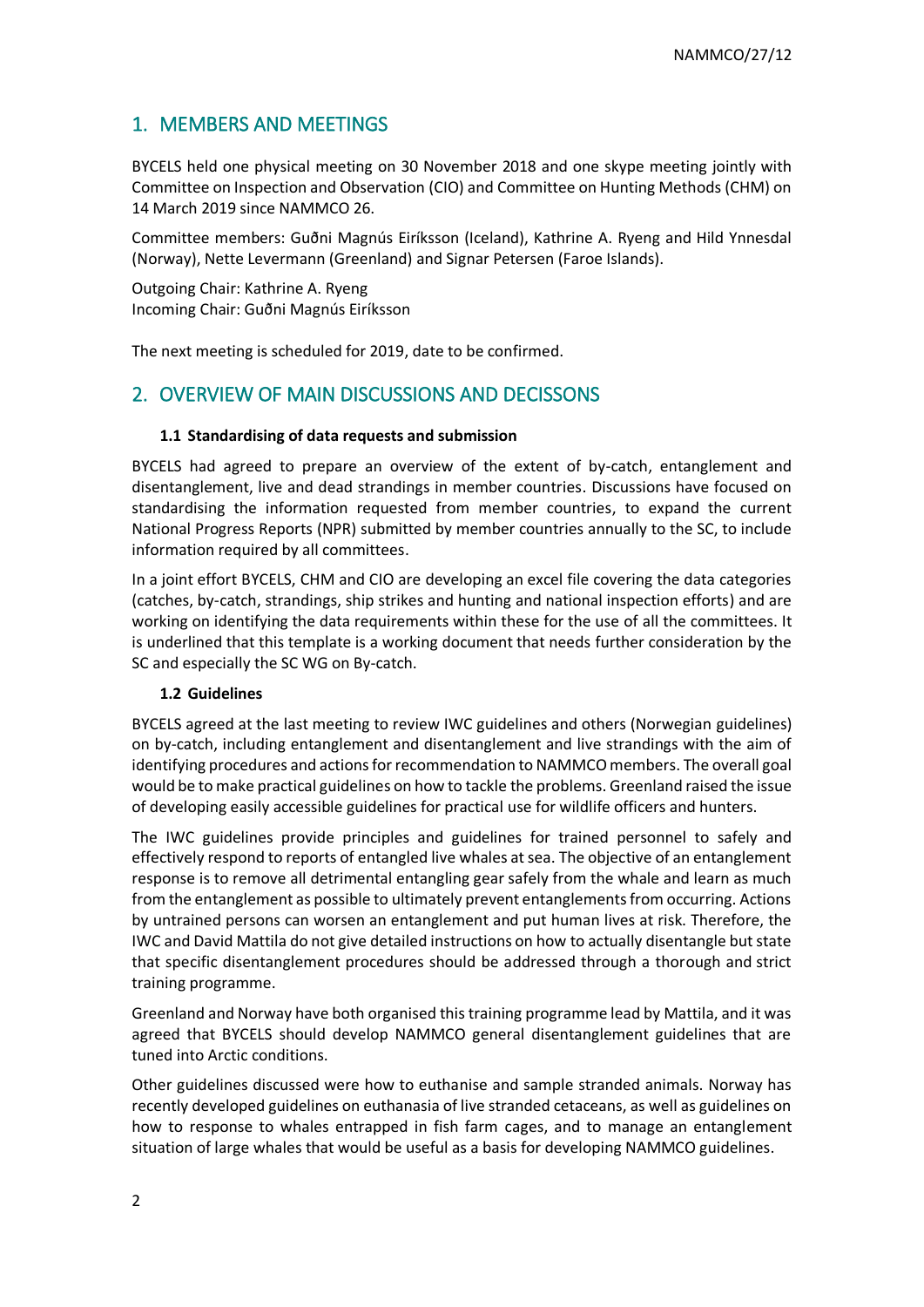## 1. MEMBERS AND MEETINGS

BYCELS held one physical meeting on 30 November 2018 and one skype meeting jointly with Committee on Inspection and Observation (CIO) and Committee on Hunting Methods (CHM) on 14 March 2019 since NAMMCO 26.

Committee members: Guðni Magnús Eiríksson (Iceland), Kathrine A. Ryeng and Hild Ynnesdal (Norway), Nette Levermann (Greenland) and Signar Petersen (Faroe Islands).

Outgoing Chair: Kathrine A. Ryeng
Incoming Chair: Guðni Magnús Eiríksson

The next meeting is scheduled for 2019, date to be confirmed.

## 2. OVERVIEW OF MAIN DISCUSSIONS AND DECISSONS

### 1.1 Standardising of data requests and submission

BYCELS had agreed to prepare an overview of the extent of by-catch, entanglement and disentanglement, live and dead strandings in member countries. Discussions have focused on standardising the information requested from member countries, to expand the current National Progress Reports (NPR) submitted by member countries annually to the SC, to include information required by all committees.

In a joint effort BYCELS, CHM and CIO are developing an excel file covering the data categories (catches, by-catch, strandings, ship strikes and hunting and national inspection efforts) and are working on identifying the data requirements within these for the use of all the committees. It is underlined that this template is a working document that needs further consideration by the SC and especially the SC WG on By-catch.

### 1.2 Guidelines

BYCELS agreed at the last meeting to review IWC guidelines and others (Norwegian guidelines) on by-catch, including entanglement and disentanglement and live strandings with the aim of identifying procedures and actions for recommendation to NAMMCO members. The overall goal would be to make practical guidelines on how to tackle the problems. Greenland raised the issue of developing easily accessible guidelines for practical use for wildlife officers and hunters.

The IWC guidelines provide principles and guidelines for trained personnel to safely and effectively respond to reports of entangled live whales at sea. The objective of an entanglement response is to remove all detrimental entangling gear safely from the whale and learn as much from the entanglement as possible to ultimately prevent entanglements from occurring. Actions by untrained persons can worsen an entanglement and put human lives at risk. Therefore, the IWC and David Mattila do not give detailed instructions on how to actually disentangle but state that specific disentanglement procedures should be addressed through a thorough and strict training programme.

Greenland and Norway have both organised this training programme lead by Mattila, and it was agreed that BYCELS should develop NAMMCO general disentanglement guidelines that are tuned into Arctic conditions.

Other guidelines discussed were how to euthanise and sample stranded animals. Norway has recently developed guidelines on euthanasia of live stranded cetaceans, as well as guidelines on how to response to whales entrapped in fish farm cages, and to manage an entanglement situation of large whales that would be useful as a basis for developing NAMMCO guidelines.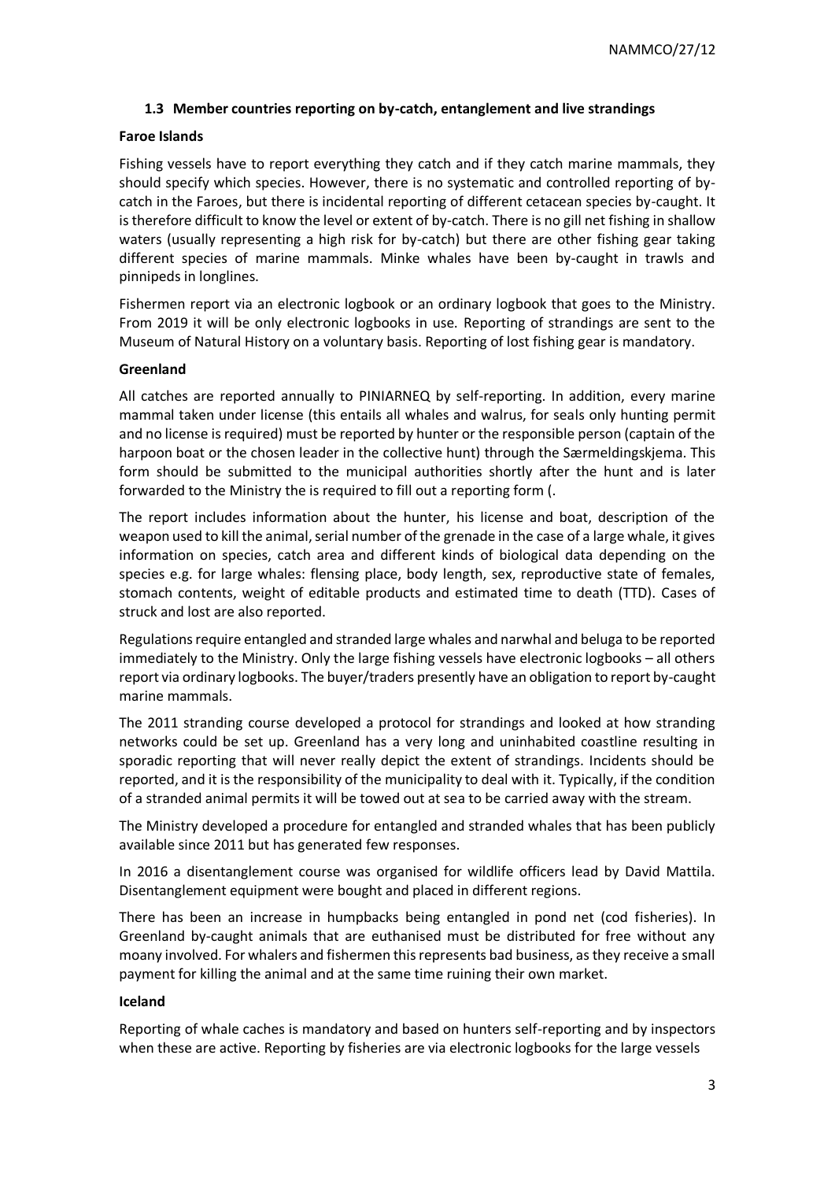### 1.3 Member countries reporting on by-catch, entanglement and live strandings

**Faroe Islands**

Fishing vessels have to report everything they catch and if they catch marine mammals, they should specify which species. However, there is no systematic and controlled reporting of by-catch in the Faroes, but there is incidental reporting of different cetacean species by-caught. It is therefore difficult to know the level or extent of by-catch. There is no gill net fishing in shallow waters (usually representing a high risk for by-catch) but there are other fishing gear taking different species of marine mammals. Minke whales have been by-caught in trawls and pinnipeds in longlines.

Fishermen report via an electronic logbook or an ordinary logbook that goes to the Ministry. From 2019 it will be only electronic logbooks in use. Reporting of strandings are sent to the Museum of Natural History on a voluntary basis. Reporting of lost fishing gear is mandatory.

**Greenland**

All catches are reported annually to PINIARNEQ by self-reporting. In addition, every marine mammal taken under license (this entails all whales and walrus, for seals only hunting permit and no license is required) must be reported by hunter or the responsible person (captain of the harpoon boat or the chosen leader in the collective hunt) through the Særmeldingskjema. This form should be submitted to the municipal authorities shortly after the hunt and is later forwarded to the Ministry the is required to fill out a reporting form (.

The report includes information about the hunter, his license and boat, description of the weapon used to kill the animal, serial number of the grenade in the case of a large whale, it gives information on species, catch area and different kinds of biological data depending on the species e.g. for large whales: flensing place, body length, sex, reproductive state of females, stomach contents, weight of editable products and estimated time to death (TTD). Cases of struck and lost are also reported.

Regulations require entangled and stranded large whales and narwhal and beluga to be reported immediately to the Ministry. Only the large fishing vessels have electronic logbooks – all others report via ordinary logbooks. The buyer/traders presently have an obligation to report by-caught marine mammals.

The 2011 stranding course developed a protocol for strandings and looked at how stranding networks could be set up. Greenland has a very long and uninhabited coastline resulting in sporadic reporting that will never really depict the extent of strandings. Incidents should be reported, and it is the responsibility of the municipality to deal with it. Typically, if the condition of a stranded animal permits it will be towed out at sea to be carried away with the stream.

The Ministry developed a procedure for entangled and stranded whales that has been publicly available since 2011 but has generated few responses.

In 2016 a disentanglement course was organised for wildlife officers lead by David Mattila. Disentanglement equipment were bought and placed in different regions.

There has been an increase in humpbacks being entangled in pond net (cod fisheries). In Greenland by-caught animals that are euthanised must be distributed for free without any moany involved. For whalers and fishermen this represents bad business, as they receive a small payment for killing the animal and at the same time ruining their own market.

**Iceland**

Reporting of whale caches is mandatory and based on hunters self-reporting and by inspectors when these are active. Reporting by fisheries are via electronic logbooks for the large vessels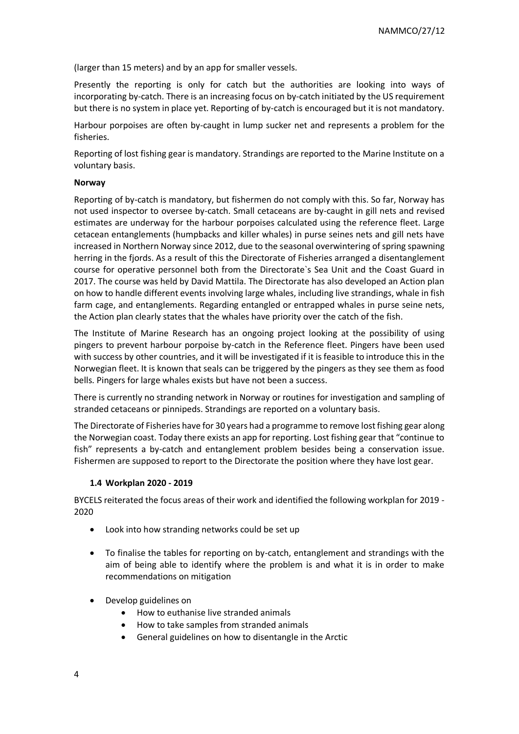(larger than 15 meters) and by an app for smaller vessels.

Presently the reporting is only for catch but the authorities are looking into ways of incorporating by-catch. There is an increasing focus on by-catch initiated by the US requirement but there is no system in place yet. Reporting of by-catch is encouraged but it is not mandatory.

Harbour porpoises are often by-caught in lump sucker net and represents a problem for the fisheries.

Reporting of lost fishing gear is mandatory. Strandings are reported to the Marine Institute on a voluntary basis.

**Norway**

Reporting of by-catch is mandatory, but fishermen do not comply with this. So far, Norway has not used inspector to oversee by-catch. Small cetaceans are by-caught in gill nets and revised estimates are underway for the harbour porpoises calculated using the reference fleet. Large cetacean entanglements (humpbacks and killer whales) in purse seines nets and gill nets have increased in Northern Norway since 2012, due to the seasonal overwintering of spring spawning herring in the fjords. As a result of this the Directorate of Fisheries arranged a disentanglement course for operative personnel both from the Directorate`s Sea Unit and the Coast Guard in 2017. The course was held by David Mattila. The Directorate has also developed an Action plan on how to handle different events involving large whales, including live strandings, whale in fish farm cage, and entanglements. Regarding entangled or entrapped whales in purse seine nets, the Action plan clearly states that the whales have priority over the catch of the fish.

The Institute of Marine Research has an ongoing project looking at the possibility of using pingers to prevent harbour porpoise by-catch in the Reference fleet. Pingers have been used with success by other countries, and it will be investigated if it is feasible to introduce this in the Norwegian fleet. It is known that seals can be triggered by the pingers as they see them as food bells. Pingers for large whales exists but have not been a success.

There is currently no stranding network in Norway or routines for investigation and sampling of stranded cetaceans or pinnipeds. Strandings are reported on a voluntary basis.

The Directorate of Fisheries have for 30 years had a programme to remove lost fishing gear along the Norwegian coast. Today there exists an app for reporting. Lost fishing gear that "continue to fish" represents a by-catch and entanglement problem besides being a conservation issue. Fishermen are supposed to report to the Directorate the position where they have lost gear.

### 1.4 Workplan 2020 - 2019

BYCELS reiterated the focus areas of their work and identified the following workplan for 2019 - 2020

- Look into how stranding networks could be set up
- To finalise the tables for reporting on by-catch, entanglement and strandings with the aim of being able to identify where the problem is and what it is in order to make recommendations on mitigation
- Develop guidelines on
  - How to euthanise live stranded animals
  - How to take samples from stranded animals
  - General guidelines on how to disentangle in the Arctic